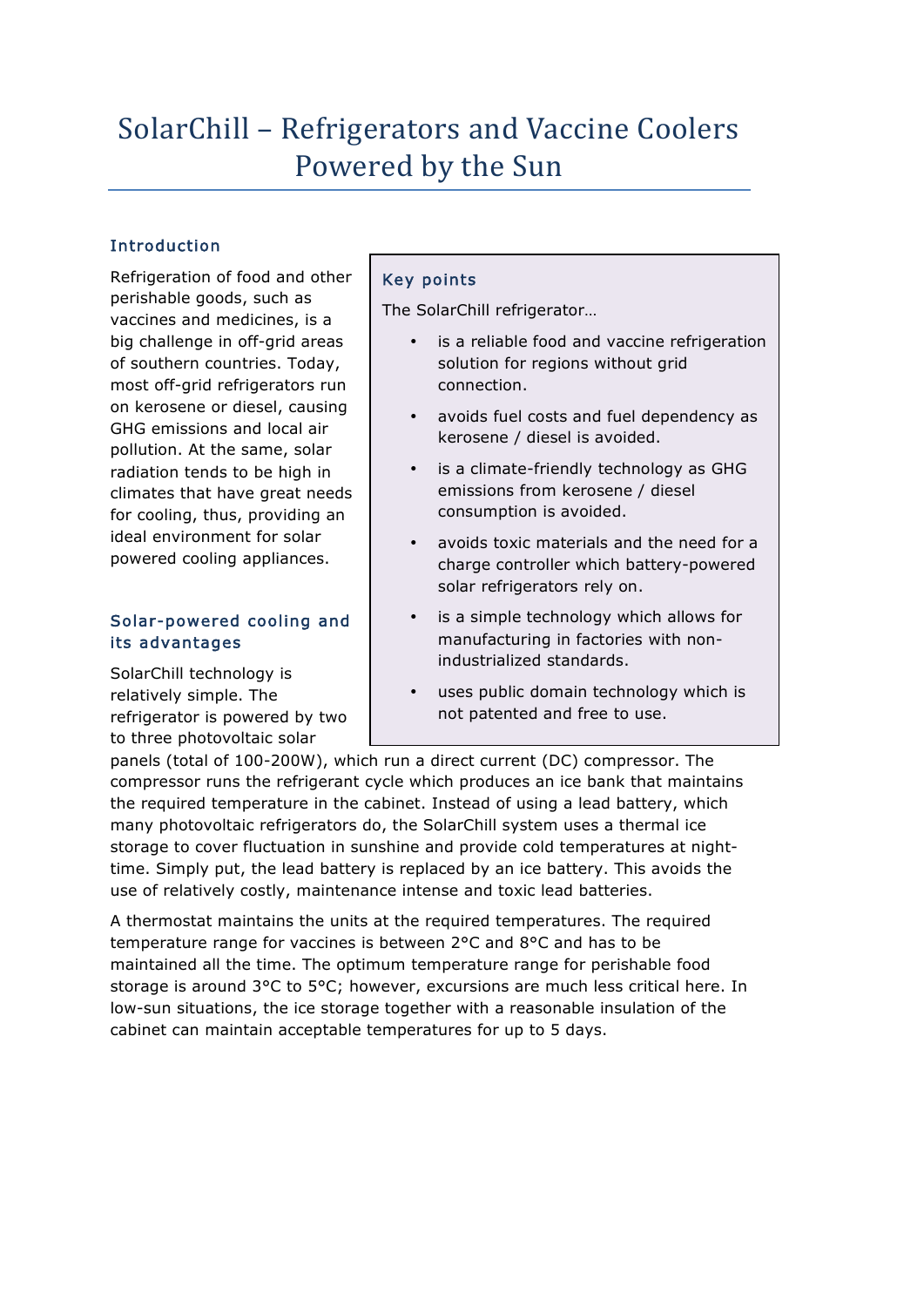# SolarChill – Refrigerators and Vaccine Coolers Powered by the Sun

## Introduction

Refrigeration of food and other perishable goods, such as vaccines and medicines, is a big challenge in off-grid areas of southern countries. Today, most off-grid refrigerators run on kerosene or diesel, causing GHG emissions and local air pollution. At the same, solar radiation tends to be high in climates that have great needs for cooling, thus, providing an ideal environment for solar powered cooling appliances.

### Key points

The SolarChill refrigerator…

- is a reliable food and vaccine refrigeration solution for regions without grid connection.
- avoids fuel costs and fuel dependency as kerosene / diesel is avoided.
- is a climate-friendly technology as GHG emissions from kerosene / diesel consumption is avoided.
- avoids toxic materials and the need for a charge controller which battery-powered solar refrigerators rely on.
- is a simple technology which allows for manufacturing in factories with non-industrialized standards.
- uses public domain technology which is not patented and free to use.

## Solar-powered cooling and its advantages

SolarChill technology is relatively simple. The refrigerator is powered by two to three photovoltaic solar panels (total of 100-200W), which run a direct current (DC) compressor. The compressor runs the refrigerant cycle which produces an ice bank that maintains the required temperature in the cabinet. Instead of using a lead battery, which many photovoltaic refrigerators do, the SolarChill system uses a thermal ice storage to cover fluctuation in sunshine and provide cold temperatures at night-time. Simply put, the lead battery is replaced by an ice battery. This avoids the use of relatively costly, maintenance intense and toxic lead batteries.

A thermostat maintains the units at the required temperatures. The required temperature range for vaccines is between 2°C and 8°C and has to be maintained all the time. The optimum temperature range for perishable food storage is around 3°C to 5°C; however, excursions are much less critical here. In low-sun situations, the ice storage together with a reasonable insulation of the cabinet can maintain acceptable temperatures for up to 5 days.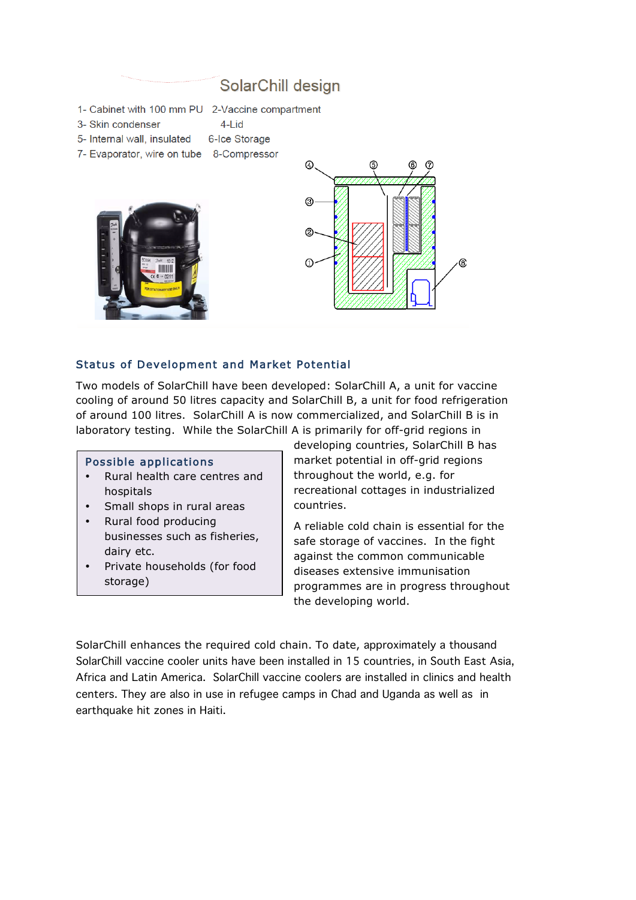## SolarChill design

1- Cabinet with 100 mm PU   2-Vaccine compartment
3- Skin condenser   4-Lid
5- Internal wall, insulated   6-Ice Storage
7- Evaporator, wire on tube   8-Compressor

### Status of Development and Market Potential

Two models of SolarChill have been developed: SolarChill A, a unit for vaccine cooling of around 50 litres capacity and SolarChill B, a unit for food refrigeration of around 100 litres. SolarChill A is now commercialized, and SolarChill B is in laboratory testing. While the SolarChill A is primarily for off-grid regions in developing countries, SolarChill B has market potential in off-grid regions throughout the world, e.g. for recreational cottages in industrialized countries.

> **Possible applications**
> - Rural health care centres and hospitals
> - Small shops in rural areas
> - Rural food producing businesses such as fisheries, dairy etc.
> - Private households (for food storage)

A reliable cold chain is essential for the safe storage of vaccines. In the fight against the common communicable diseases extensive immunisation programmes are in progress throughout the developing world.

SolarChill enhances the required cold chain. To date, approximately a thousand SolarChill vaccine cooler units have been installed in 15 countries, in South East Asia, Africa and Latin America. SolarChill vaccine coolers are installed in clinics and health centers. They are also in use in refugee camps in Chad and Uganda as well as in earthquake hit zones in Haiti.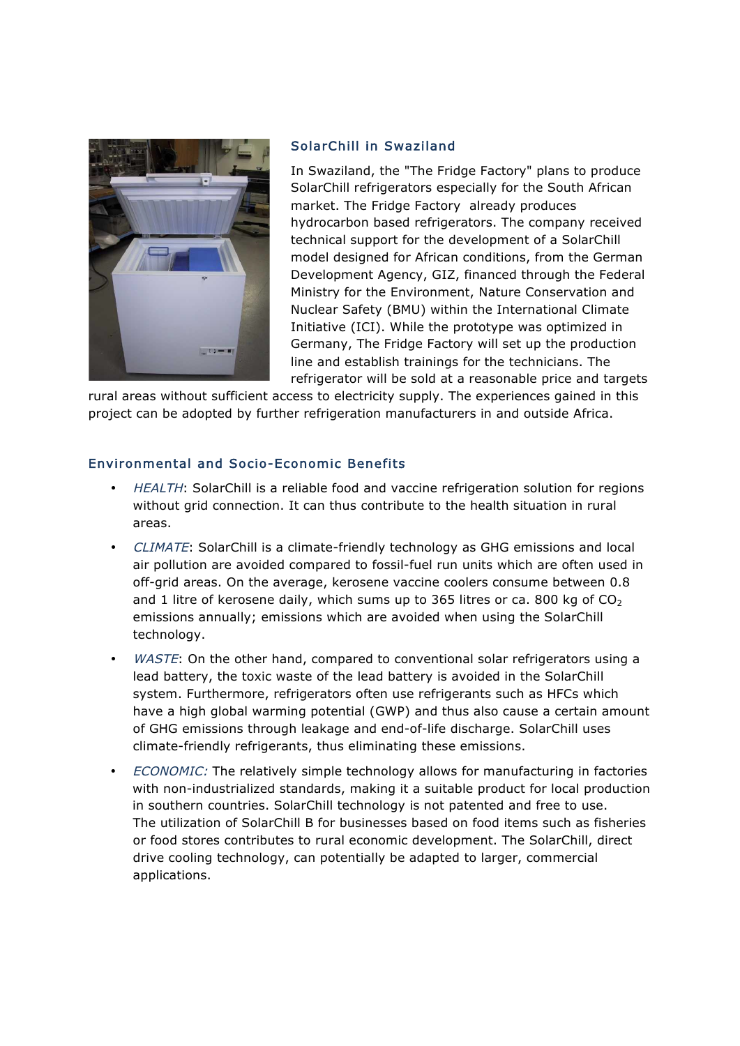## SolarChill in Swaziland

In Swaziland, the "The Fridge Factory" plans to produce SolarChill refrigerators especially for the South African market. The Fridge Factory already produces hydrocarbon based refrigerators. The company received technical support for the development of a SolarChill model designed for African conditions, from the German Development Agency, GIZ, financed through the Federal Ministry for the Environment, Nature Conservation and Nuclear Safety (BMU) within the International Climate Initiative (ICI). While the prototype was optimized in Germany, The Fridge Factory will set up the production line and establish trainings for the technicians. The refrigerator will be sold at a reasonable price and targets rural areas without sufficient access to electricity supply. The experiences gained in this project can be adopted by further refrigeration manufacturers in and outside Africa.

## Environmental and Socio-Economic Benefits

- *HEALTH*: SolarChill is a reliable food and vaccine refrigeration solution for regions without grid connection. It can thus contribute to the health situation in rural areas.
- *CLIMATE*: SolarChill is a climate-friendly technology as GHG emissions and local air pollution are avoided compared to fossil-fuel run units which are often used in off-grid areas. On the average, kerosene vaccine coolers consume between 0.8 and 1 litre of kerosene daily, which sums up to 365 litres or ca. 800 kg of $CO_2$ emissions annually; emissions which are avoided when using the SolarChill technology.
- *WASTE*: On the other hand, compared to conventional solar refrigerators using a lead battery, the toxic waste of the lead battery is avoided in the SolarChill system. Furthermore, refrigerators often use refrigerants such as HFCs which have a high global warming potential (GWP) and thus also cause a certain amount of GHG emissions through leakage and end-of-life discharge. SolarChill uses climate-friendly refrigerants, thus eliminating these emissions.
- *ECONOMIC:* The relatively simple technology allows for manufacturing in factories with non-industrialized standards, making it a suitable product for local production in southern countries. SolarChill technology is not patented and free to use. The utilization of SolarChill B for businesses based on food items such as fisheries or food stores contributes to rural economic development. The SolarChill, direct drive cooling technology, can potentially be adapted to larger, commercial applications.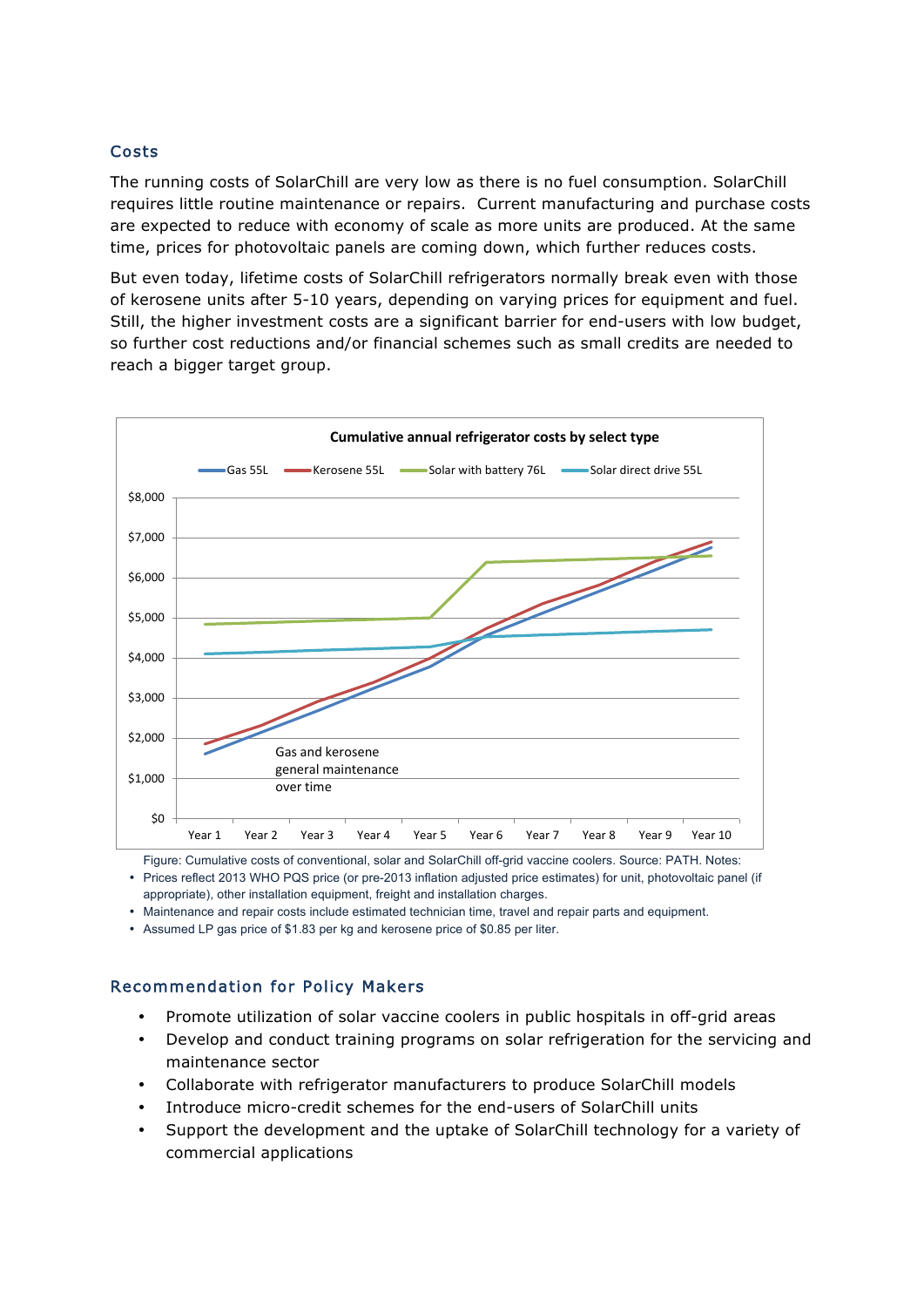## Costs

The running costs of SolarChill are very low as there is no fuel consumption. SolarChill requires little routine maintenance or repairs. Current manufacturing and purchase costs are expected to reduce with economy of scale as more units are produced. At the same time, prices for photovoltaic panels are coming down, which further reduces costs.

But even today, lifetime costs of SolarChill refrigerators normally break even with those of kerosene units after 5-10 years, depending on varying prices for equipment and fuel. Still, the higher investment costs are a significant barrier for end-users with low budget, so further cost reductions and/or financial schemes such as small credits are needed to reach a bigger target group.

**Cumulative annual refrigerator costs by select type**

Gas 55L | Kerosene 55L | Solar with battery 76L | Solar direct drive 55L

$8,000 / $7,000 / $6,000 / $5,000 / $4,000 / $3,000 / $2,000 / $1,000 / $0

Gas and kerosene general maintenance over time

Year 1 | Year 2 | Year 3 | Year 4 | Year 5 | Year 6 | Year 7 | Year 8 | Year 9 | Year 10

Figure: Cumulative costs of conventional, solar and SolarChill off-grid vaccine coolers. Source: PATH. Notes:

- Prices reflect 2013 WHO PQS price (or pre-2013 inflation adjusted price estimates) for unit, photovoltaic panel (if appropriate), other installation equipment, freight and installation charges.
- Maintenance and repair costs include estimated technician time, travel and repair parts and equipment.
- Assumed LP gas price of $1.83 per kg and kerosene price of $0.85 per liter.

## Recommendation for Policy Makers

- Promote utilization of solar vaccine coolers in public hospitals in off-grid areas
- Develop and conduct training programs on solar refrigeration for the servicing and maintenance sector
- Collaborate with refrigerator manufacturers to produce SolarChill models
- Introduce micro-credit schemes for the end-users of SolarChill units
- Support the development and the uptake of SolarChill technology for a variety of commercial applications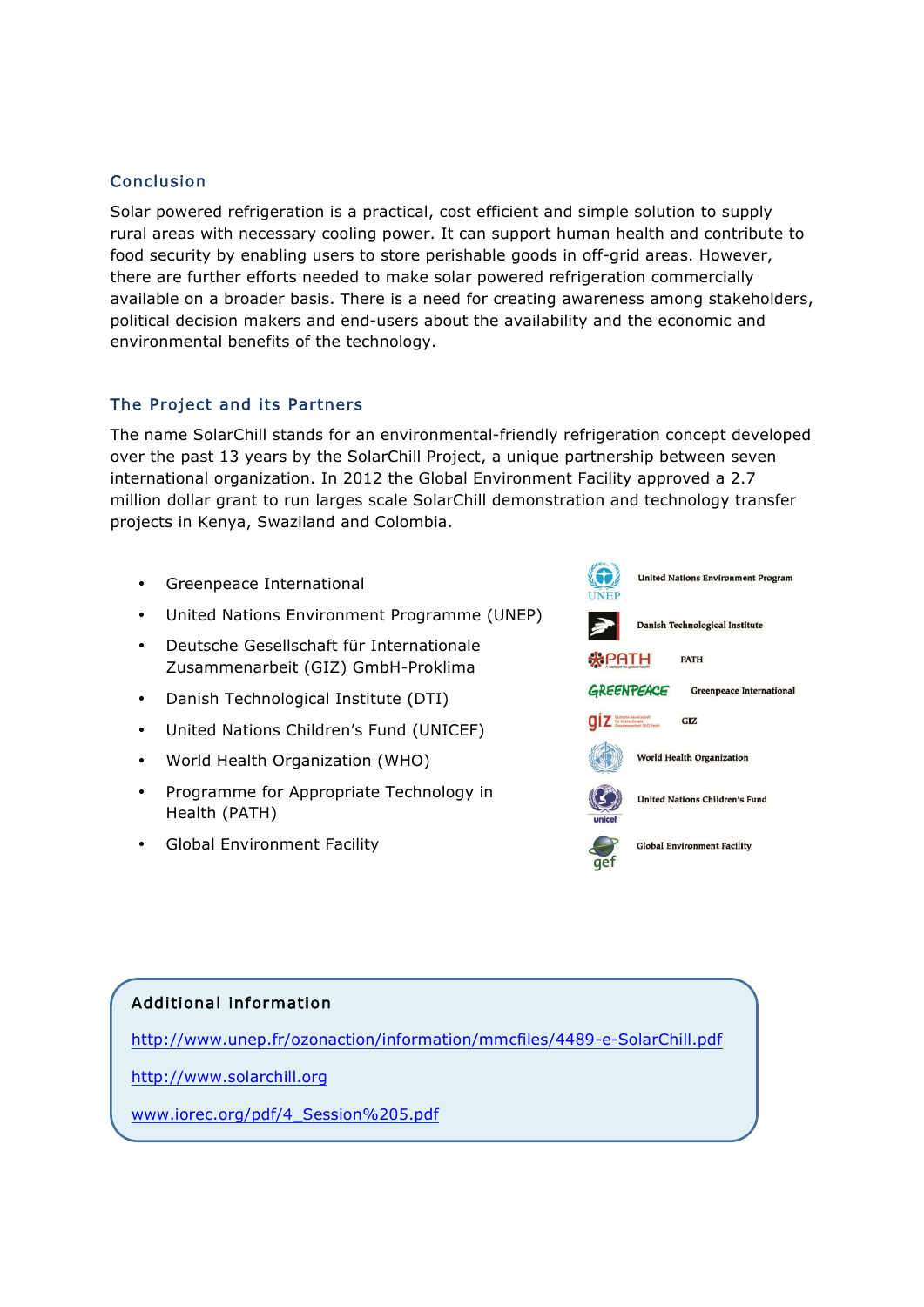## Conclusion

Solar powered refrigeration is a practical, cost efficient and simple solution to supply rural areas with necessary cooling power. It can support human health and contribute to food security by enabling users to store perishable goods in off-grid areas. However, there are further efforts needed to make solar powered refrigeration commercially available on a broader basis. There is a need for creating awareness among stakeholders, political decision makers and end-users about the availability and the economic and environmental benefits of the technology.

## The Project and its Partners

The name SolarChill stands for an environmental-friendly refrigeration concept developed over the past 13 years by the SolarChill Project, a unique partnership between seven international organization. In 2012 the Global Environment Facility approved a 2.7 million dollar grant to run larges scale SolarChill demonstration and technology transfer projects in Kenya, Swaziland and Colombia.

- Greenpeace International
- United Nations Environment Programme (UNEP)
- Deutsche Gesellschaft für Internationale Zusammenarbeit (GIZ) GmbH-Proklima
- Danish Technological Institute (DTI)
- United Nations Children's Fund (UNICEF)
- World Health Organization (WHO)
- Programme for Appropriate Technology in Health (PATH)
- Global Environment Facility

UNEP United Nations Environment Program

Danish Technological Institute

PATH

Greenpeace International

GIZ

World Health Organization

United Nations Children's Fund

gef Global Environment Facility

### Additional information

http://www.unep.fr/ozonaction/information/mmcfiles/4489-e-SolarChill.pdf

http://www.solarchill.org

www.iorec.org/pdf/4_Session%205.pdf